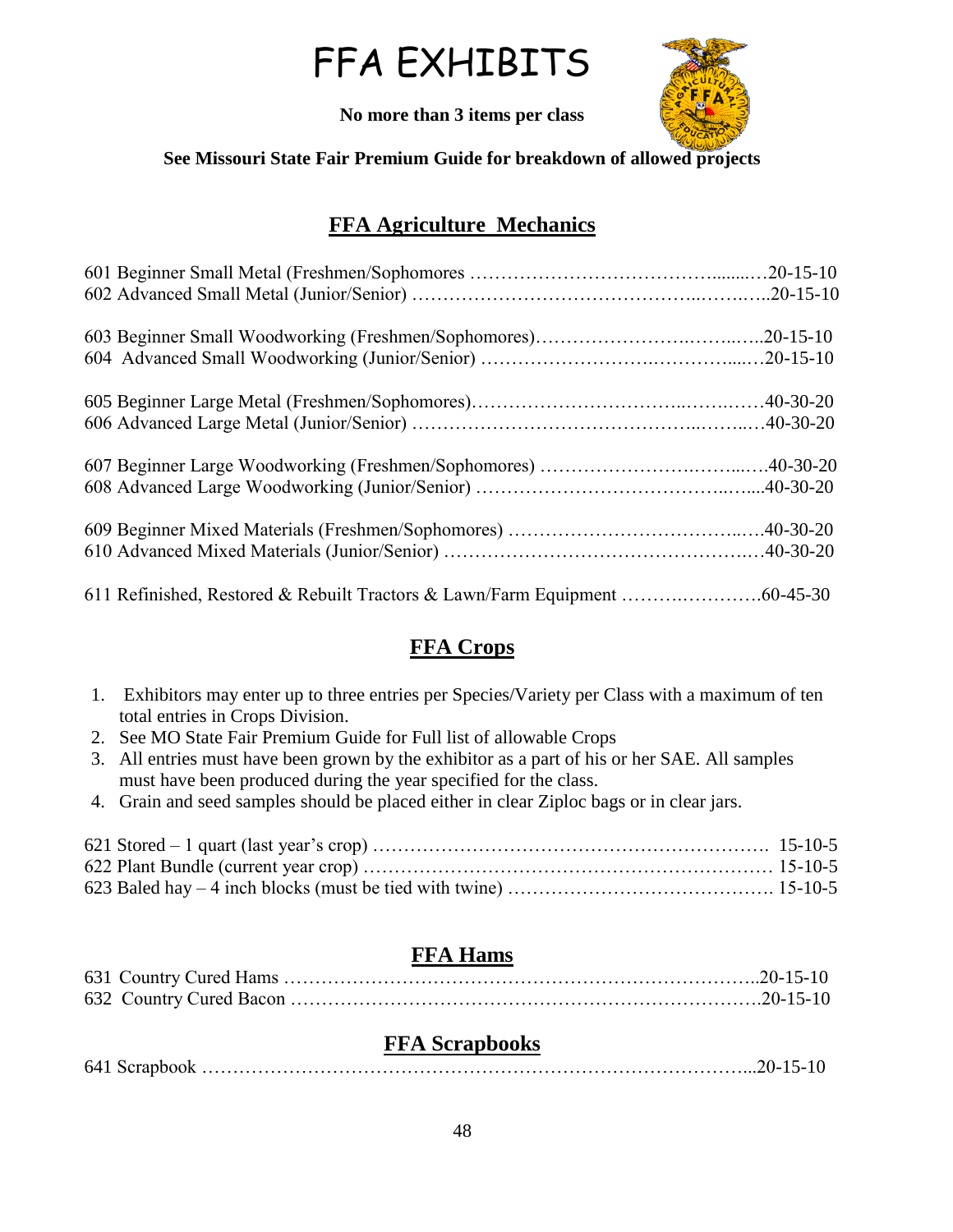# FFA EXHIBITS

**No more than 3 items per class**

**See Missouri State Fair Premium Guide for breakdown of allowed projects**

## FFA Agriculture Mechanics

601 Beginner Small Metal (Freshmen/Sophomores ……………………………………........…20-15-10
602 Advanced Small Metal (Junior/Senior) ……………………………………..……..…..20-15-10

603 Beginner Small Woodworking (Freshmen/Sophomores)……………………….……..…..20-15-10
604 Advanced Small Woodworking (Junior/Senior) ……………………….…………....…20-15-10

605 Beginner Large Metal (Freshmen/Sophomores)…………………………..……..……40-30-20
606 Advanced Large Metal (Junior/Senior) ……………………………………..……..…40-30-20

607 Beginner Large Woodworking (Freshmen/Sophomores) ………………….……..….40-30-20
608 Advanced Large Woodworking (Junior/Senior) ………………………………..…....40-30-20

609 Beginner Mixed Materials (Freshmen/Sophomores) ……………………………..…40-30-20
610 Advanced Mixed Materials (Junior/Senior) ……………………………………….…40-30-20

611 Refinished, Restored & Rebuilt Tractors & Lawn/Farm Equipment ……….………….60-45-30

## FFA Crops

1. Exhibitors may enter up to three entries per Species/Variety per Class with a maximum of ten total entries in Crops Division.
2. See MO State Fair Premium Guide for Full list of allowable Crops
3. All entries must have been grown by the exhibitor as a part of his or her SAE. All samples must have been produced during the year specified for the class.
4. Grain and seed samples should be placed either in clear Ziploc bags or in clear jars.

621 Stored – 1 quart (last year's crop) ………………………………………………………. 15-10-5
622 Plant Bundle (current year crop) ……………………………………………………… 15-10-5
623 Baled hay – 4 inch blocks (must be tied with twine) ……………………………………. 15-10-5

## FFA Hams

631 Country Cured Hams ………………………………………………………………..20-15-10
632 Country Cured Bacon ……………………………………………………………….20-15-10

## FFA Scrapbooks

641 Scrapbook ……………………………………………………….…………………...20-15-10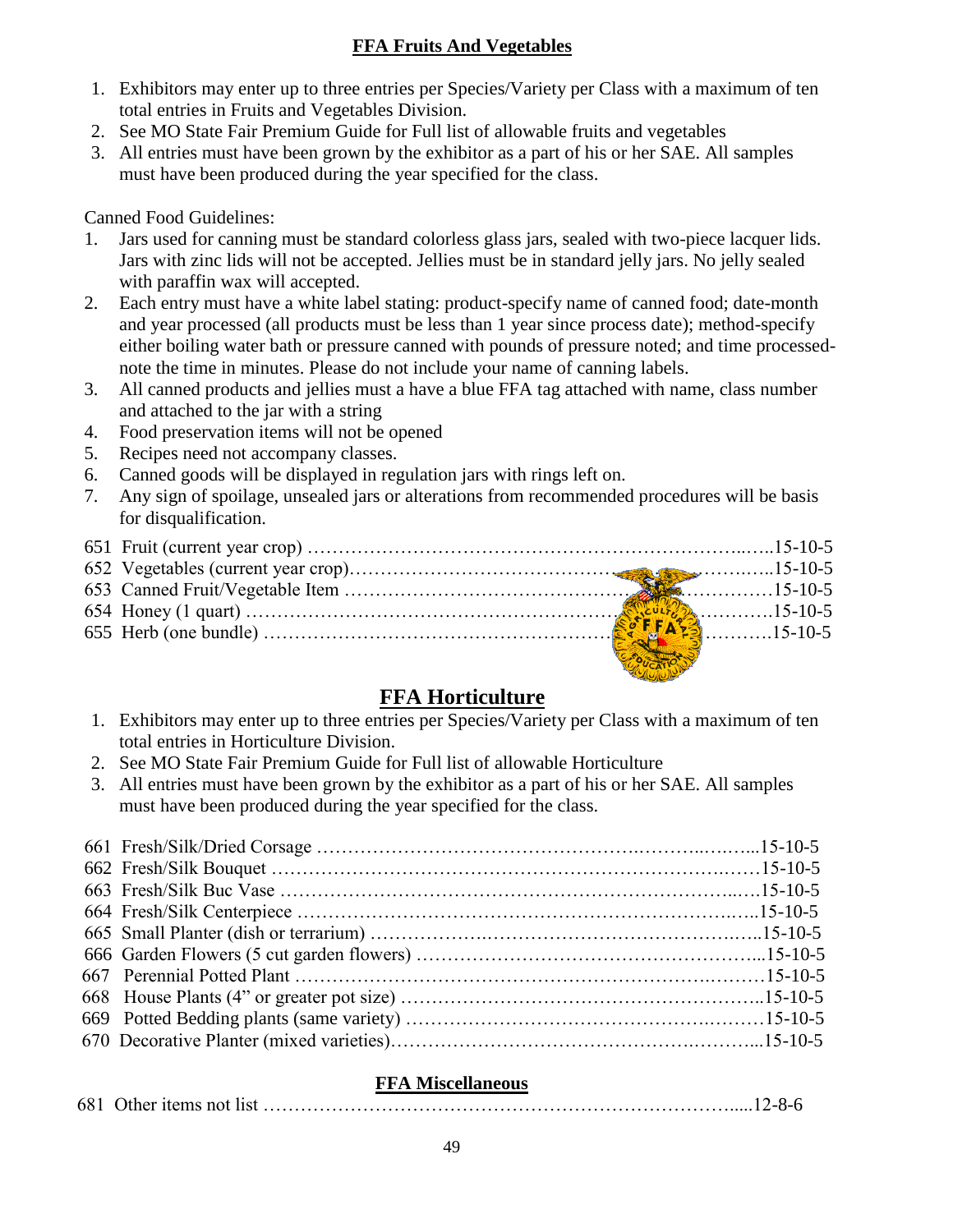## FFA Fruits And Vegetables

1. Exhibitors may enter up to three entries per Species/Variety per Class with a maximum of ten total entries in Fruits and Vegetables Division.
2. See MO State Fair Premium Guide for Full list of allowable fruits and vegetables
3. All entries must have been grown by the exhibitor as a part of his or her SAE. All samples must have been produced during the year specified for the class.

Canned Food Guidelines:

1. Jars used for canning must be standard colorless glass jars, sealed with two-piece lacquer lids. Jars with zinc lids will not be accepted. Jellies must be in standard jelly jars. No jelly sealed with paraffin wax will accepted.
2. Each entry must have a white label stating: product-specify name of canned food; date-month and year processed (all products must be less than 1 year since process date); method-specify either boiling water bath or pressure canned with pounds of pressure noted; and time processed-note the time in minutes. Please do not include your name of canning labels.
3. All canned products and jellies must a have a blue FFA tag attached with name, class number and attached to the jar with a string
4. Food preservation items will not be opened
5. Recipes need not accompany classes.
6. Canned goods will be displayed in regulation jars with rings left on.
7. Any sign of spoilage, unsealed jars or alterations from recommended procedures will be basis for disqualification.

651 Fruit (current year crop) ……………………………………………………………..…..15-10-5
652 Vegetables (current year crop)……………………………………………………….…..15-10-5
653 Canned Fruit/Vegetable Item ……………………………………………………………15-10-5
654 Honey (1 quart) ……………………………………………………………………….15-10-5
655 Herb (one bundle) ………………………………………………………………………15-10-5

## FFA Horticulture

1. Exhibitors may enter up to three entries per Species/Variety per Class with a maximum of ten total entries in Horticulture Division.
2. See MO State Fair Premium Guide for Full list of allowable Horticulture
3. All entries must have been grown by the exhibitor as a part of his or her SAE. All samples must have been produced during the year specified for the class.

661 Fresh/Silk/Dried Corsage ………………………………………….………..….…...15-10-5
662 Fresh/Silk Bouquet ………………………………………………………….……15-10-5
663 Fresh/Silk Buc Vase …………………………………………………………...…15-10-5
664 Fresh/Silk Centerpiece ………………………………………………………….…..15-10-5
665 Small Planter (dish or terrarium) ……………….…………………………………….…..15-10-5
666 Garden Flowers (5 cut garden flowers) ………………………………………………...15-10-5
667 Perennial Potted Plant ……………………………………………………….………15-10-5
668 House Plants (4" or greater pot size) …………………………………………………..15-10-5
669 Potted Bedding plants (same variety) ……………………………………….………15-10-5
670 Decorative Planter (mixed varieties)……………………………………….………...15-10-5

## FFA Miscellaneous

681 Other items not list ……………………………………………………………….....12-8-6